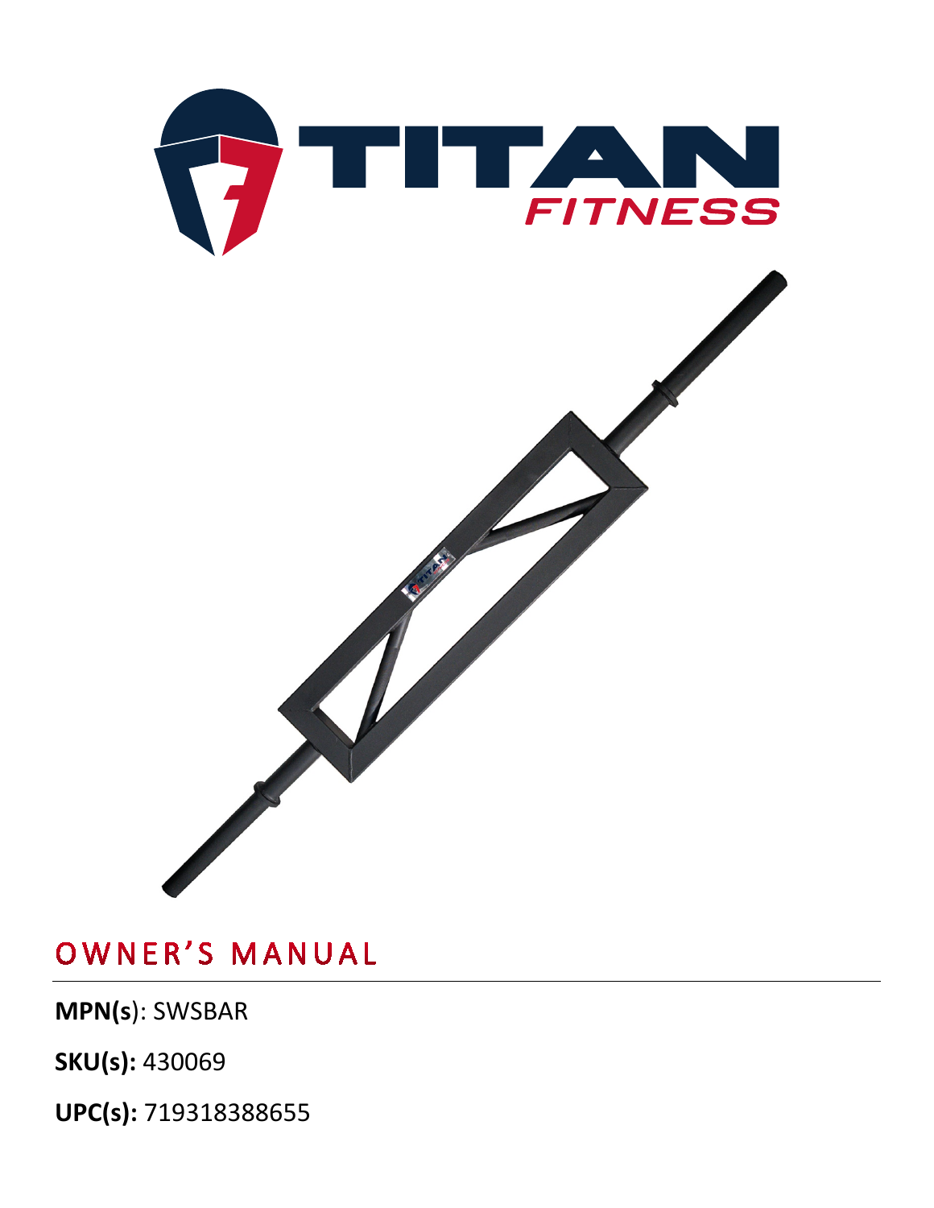# OWNER'S MANUAL

**MPN(s)**: SWSBAR

**SKU(s):** 430069

**UPC(s):** 719318388655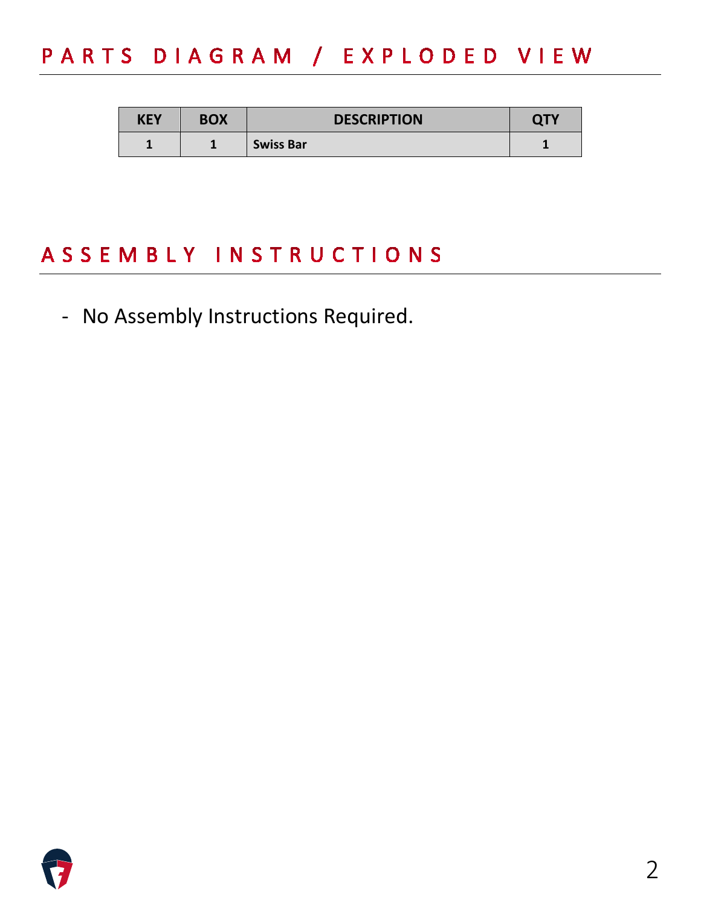## PARTS DIAGRAM / EXPLODED VIEW

| KEY | BOX | DESCRIPTION | QTY |
|---|---|---|---|
| 1 | 1 | Swiss Bar | 1 |

## ASSEMBLY INSTRUCTIONS

- No Assembly Instructions Required.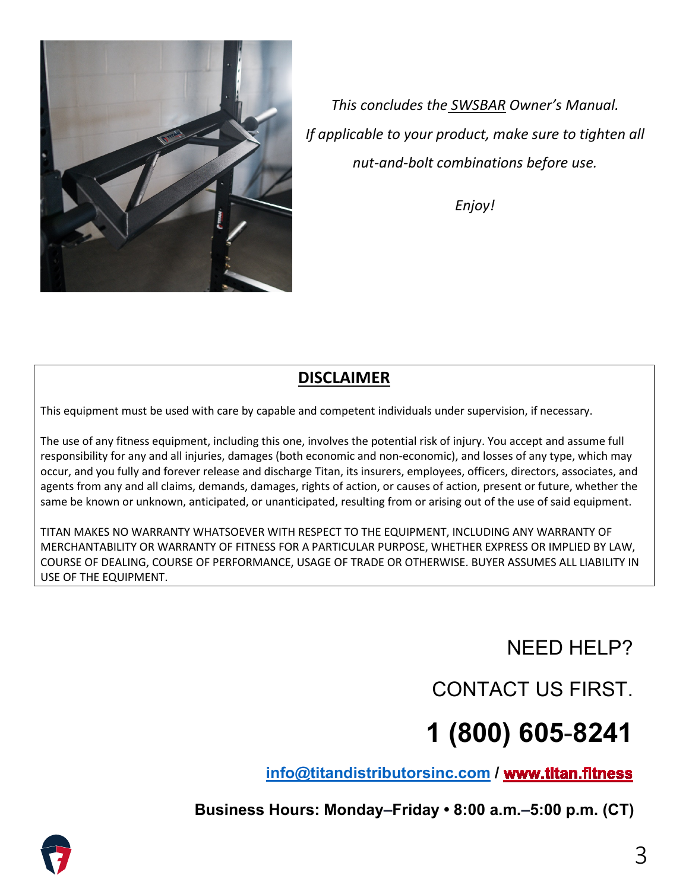*This concludes the SWSBAR Owner's Manual.*
*If applicable to your product, make sure to tighten all nut-and-bolt combinations before use.*

*Enjoy!*

## DISCLAIMER

This equipment must be used with care by capable and competent individuals under supervision, if necessary.

The use of any fitness equipment, including this one, involves the potential risk of injury. You accept and assume full responsibility for any and all injuries, damages (both economic and non-economic), and losses of any type, which may occur, and you fully and forever release and discharge Titan, its insurers, employees, officers, directors, associates, and agents from any and all claims, demands, damages, rights of action, or causes of action, present or future, whether the same be known or unknown, anticipated, or unanticipated, resulting from or arising out of the use of said equipment.

TITAN MAKES NO WARRANTY WHATSOEVER WITH RESPECT TO THE EQUIPMENT, INCLUDING ANY WARRANTY OF MERCHANTABILITY OR WARRANTY OF FITNESS FOR A PARTICULAR PURPOSE, WHETHER EXPRESS OR IMPLIED BY LAW, COURSE OF DEALING, COURSE OF PERFORMANCE, USAGE OF TRADE OR OTHERWISE. BUYER ASSUMES ALL LIABILITY IN USE OF THE EQUIPMENT.

NEED HELP?

CONTACT US FIRST.

**1 (800) 605-8241**

**info@titandistributorsinc.com / www.titan.fitness**

**Business Hours: Monday–Friday • 8:00 a.m.–5:00 p.m. (CT)**